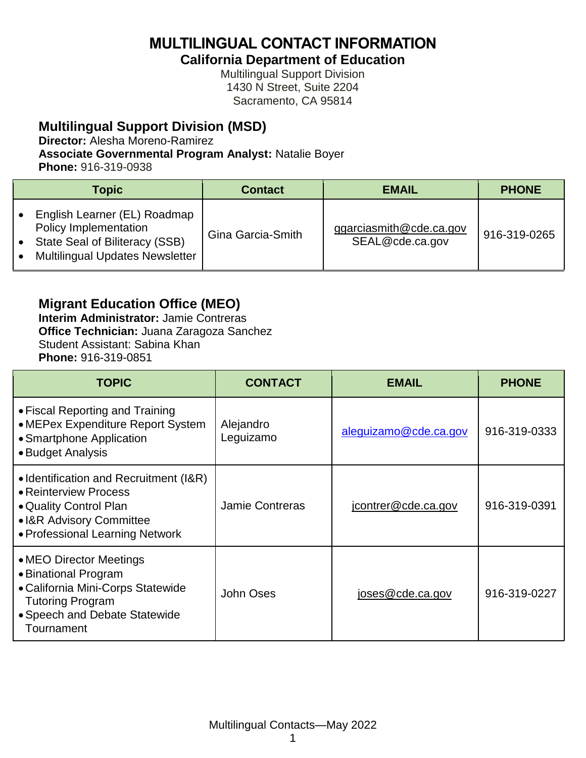# MULTILINGUAL CONTACT INFORMATION

## California Department of Education

Multilingual Support Division
1430 N Street, Suite 2204
Sacramento, CA 95814

### Multilingual Support Division (MSD)

**Director:** Alesha Moreno-Ramirez
**Associate Governmental Program Analyst:** Natalie Boyer
**Phone:** 916-319-0938

| Topic | Contact | EMAIL | PHONE |
|---|---|---|---|
| • English Learner (EL) Roadmap Policy Implementation<br>• State Seal of Biliteracy (SSB)<br>• Multilingual Updates Newsletter | Gina Garcia-Smith | ggarciasmith@cde.ca.gov<br>SEAL@cde.ca.gov | 916-319-0265 |

### Migrant Education Office (MEO)

**Interim Administrator:** Jamie Contreras
**Office Technician:** Juana Zaragoza Sanchez
Student Assistant: Sabina Khan
**Phone:** 916-319-0851

| TOPIC | CONTACT | EMAIL | PHONE |
|---|---|---|---|
| • Fiscal Reporting and Training<br>• MEPex Expenditure Report System<br>• Smartphone Application<br>• Budget Analysis | Alejandro Leguizamo | aleguizamo@cde.ca.gov | 916-319-0333 |
| • Identification and Recruitment (I&R)<br>• Reinterview Process<br>• Quality Control Plan<br>• I&R Advisory Committee<br>• Professional Learning Network | Jamie Contreras | jcontrer@cde.ca.gov | 916-319-0391 |
| • MEO Director Meetings<br>• Binational Program<br>• California Mini-Corps Statewide Tutoring Program<br>• Speech and Debate Statewide Tournament | John Oses | joses@cde.ca.gov | 916-319-0227 |

Multilingual Contacts—May 2022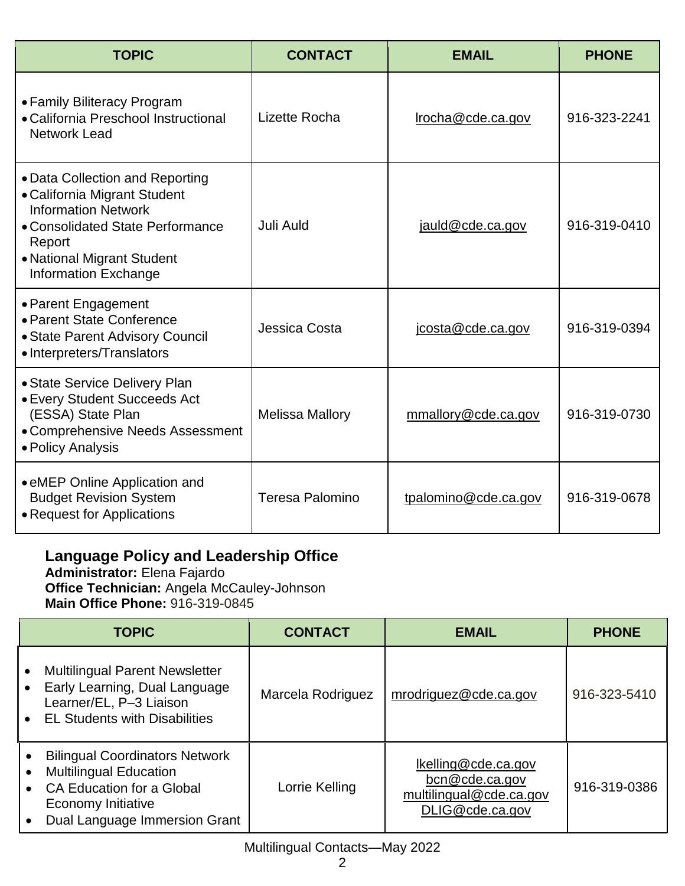| TOPIC | CONTACT | EMAIL | PHONE |
|---|---|---|---|
| • Family Biliteracy Program<br>• California Preschool Instructional Network Lead | Lizette Rocha | lrocha@cde.ca.gov | 916-323-2241 |
| • Data Collection and Reporting<br>• California Migrant Student Information Network<br>• Consolidated State Performance Report<br>• National Migrant Student Information Exchange | Juli Auld | jauld@cde.ca.gov | 916-319-0410 |
| • Parent Engagement<br>• Parent State Conference<br>• State Parent Advisory Council<br>• Interpreters/Translators | Jessica Costa | jcosta@cde.ca.gov | 916-319-0394 |
| • State Service Delivery Plan<br>• Every Student Succeeds Act (ESSA) State Plan<br>• Comprehensive Needs Assessment<br>• Policy Analysis | Melissa Mallory | mmallory@cde.ca.gov | 916-319-0730 |
| • eMEP Online Application and Budget Revision System<br>• Request for Applications | Teresa Palomino | tpalomino@cde.ca.gov | 916-319-0678 |

## Language Policy and Leadership Office

**Administrator:** Elena Fajardo
**Office Technician:** Angela McCauley-Johnson
**Main Office Phone:** 916-319-0845

| TOPIC | CONTACT | EMAIL | PHONE |
|---|---|---|---|
| • Multilingual Parent Newsletter<br>• Early Learning, Dual Language Learner/EL, P–3 Liaison<br>• EL Students with Disabilities | Marcela Rodriguez | mrodriguez@cde.ca.gov | 916-323-5410 |
| • Bilingual Coordinators Network<br>• Multilingual Education<br>• CA Education for a Global Economy Initiative<br>• Dual Language Immersion Grant | Lorrie Kelling | lkelling@cde.ca.gov<br>bcn@cde.ca.gov<br>multilingual@cde.ca.gov<br>DLIG@cde.ca.gov | 916-319-0386 |

Multilingual Contacts—May 2022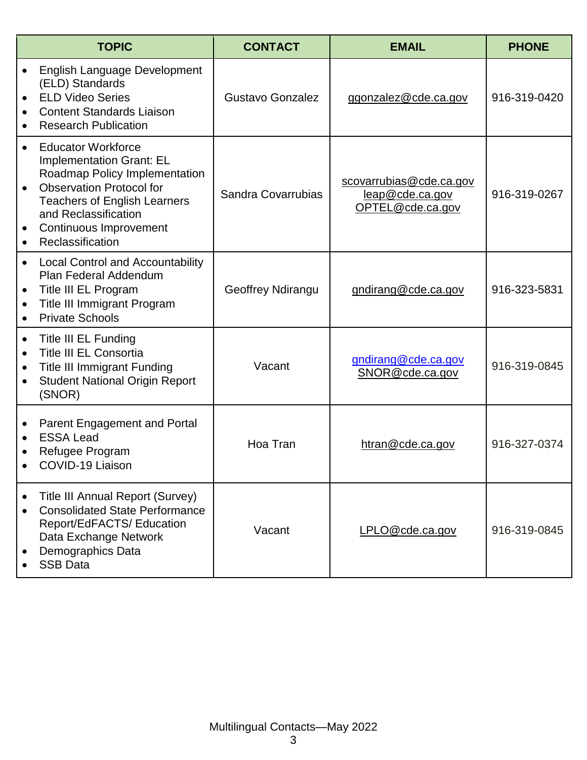| TOPIC | CONTACT | EMAIL | PHONE |
|---|---|---|---|
| • English Language Development (ELD) Standards<br>• ELD Video Series<br>• Content Standards Liaison<br>• Research Publication | Gustavo Gonzalez | ggonzalez@cde.ca.gov | 916-319-0420 |
| • Educator Workforce Implementation Grant: EL Roadmap Policy Implementation<br>• Observation Protocol for Teachers of English Learners and Reclassification<br>• Continuous Improvement<br>• Reclassification | Sandra Covarrubias | scovarrubias@cde.ca.gov<br>leap@cde.ca.gov<br>OPTEL@cde.ca.gov | 916-319-0267 |
| • Local Control and Accountability Plan Federal Addendum<br>• Title III EL Program<br>• Title III Immigrant Program<br>• Private Schools | Geoffrey Ndirangu | gndirang@cde.ca.gov | 916-323-5831 |
| • Title III EL Funding<br>• Title III EL Consortia<br>• Title III Immigrant Funding<br>• Student National Origin Report (SNOR) | Vacant | gndirang@cde.ca.gov<br>SNOR@cde.ca.gov | 916-319-0845 |
| • Parent Engagement and Portal<br>• ESSA Lead<br>• Refugee Program<br>• COVID-19 Liaison | Hoa Tran | htran@cde.ca.gov | 916-327-0374 |
| • Title III Annual Report (Survey)<br>• Consolidated State Performance Report/EdFACTS/ Education Data Exchange Network<br>• Demographics Data<br>• SSB Data | Vacant | LPLO@cde.ca.gov | 916-319-0845 |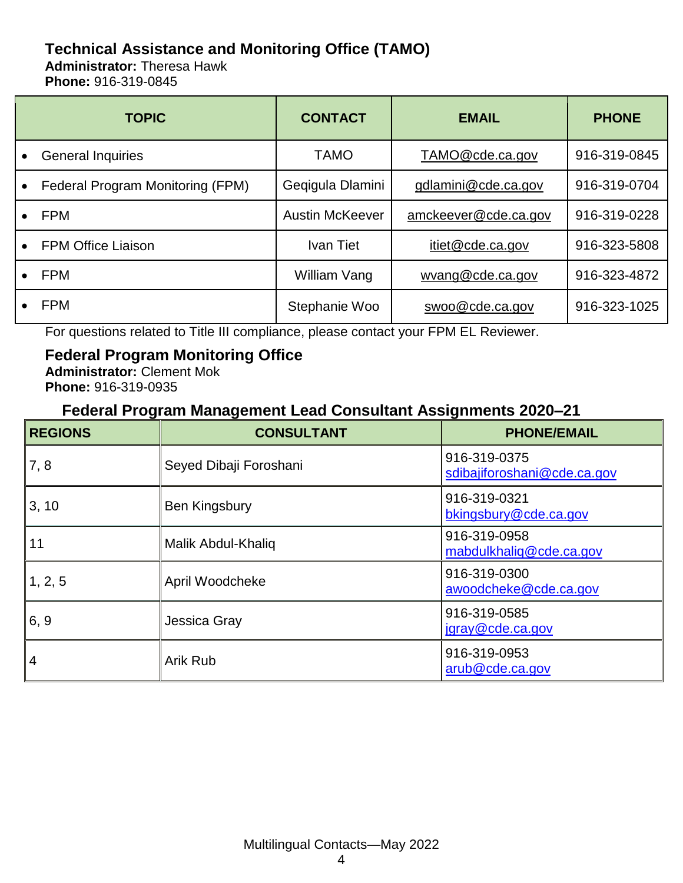## Technical Assistance and Monitoring Office (TAMO)

**Administrator:** Theresa Hawk
**Phone:** 916-319-0845

| TOPIC | CONTACT | EMAIL | PHONE |
|---|---|---|---|
| • General Inquiries | TAMO | TAMO@cde.ca.gov | 916-319-0845 |
| • Federal Program Monitoring (FPM) | Geqigula Dlamini | gdlamini@cde.ca.gov | 916-319-0704 |
| • FPM | Austin McKeever | amckeever@cde.ca.gov | 916-319-0228 |
| • FPM Office Liaison | Ivan Tiet | itiet@cde.ca.gov | 916-323-5808 |
| • FPM | William Vang | wvang@cde.ca.gov | 916-323-4872 |
| • FPM | Stephanie Woo | swoo@cde.ca.gov | 916-323-1025 |

For questions related to Title III compliance, please contact your FPM EL Reviewer.

## Federal Program Monitoring Office

**Administrator:** Clement Mok
**Phone:** 916-319-0935

### Federal Program Management Lead Consultant Assignments 2020–21

| REGIONS | CONSULTANT | PHONE/EMAIL |
|---|---|---|
| 7, 8 | Seyed Dibaji Foroshani | 916-319-0375 sdibajiforoshani@cde.ca.gov |
| 3, 10 | Ben Kingsbury | 916-319-0321 bkingsbury@cde.ca.gov |
| 11 | Malik Abdul-Khaliq | 916-319-0958 mabdulkhaliq@cde.ca.gov |
| 1, 2, 5 | April Woodcheke | 916-319-0300 awoodcheke@cde.ca.gov |
| 6, 9 | Jessica Gray | 916-319-0585 jgray@cde.ca.gov |
| 4 | Arik Rub | 916-319-0953 arub@cde.ca.gov |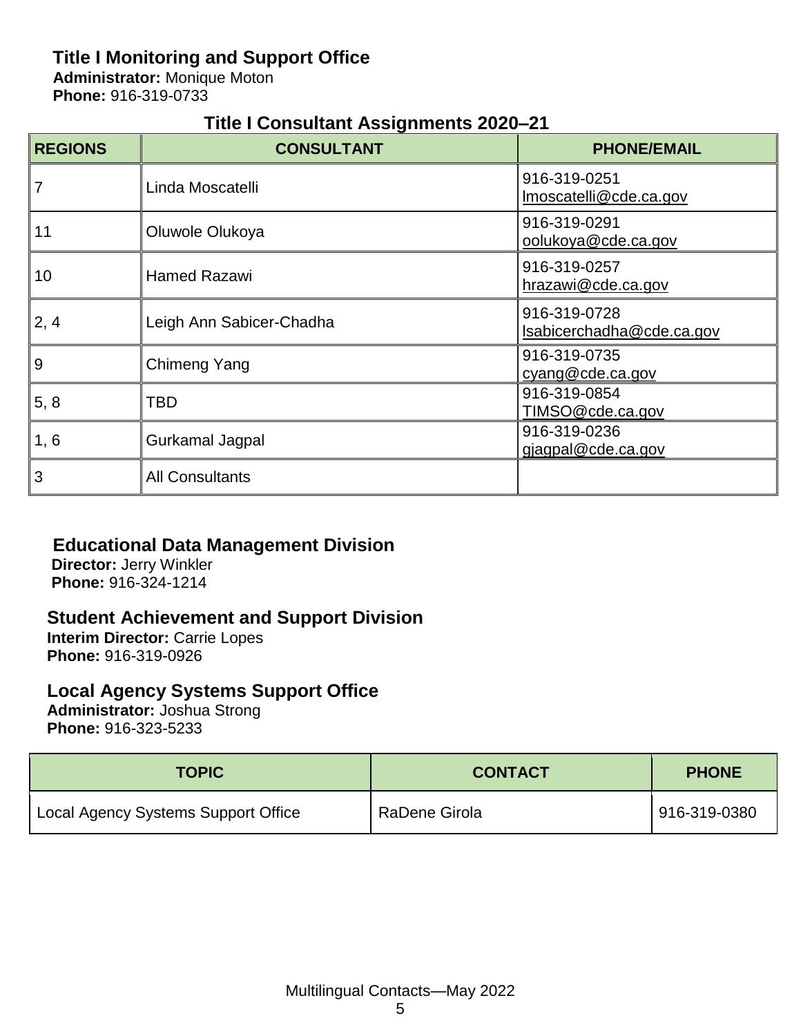## Title I Monitoring and Support Office

**Administrator:** Monique Moton
**Phone:** 916-319-0733

### Title I Consultant Assignments 2020–21

| REGIONS | CONSULTANT | PHONE/EMAIL |
|---|---|---|
| 7 | Linda Moscatelli | 916-319-0251 lmoscatelli@cde.ca.gov |
| 11 | Oluwole Olukoya | 916-319-0291 oolukoya@cde.ca.gov |
| 10 | Hamed Razawi | 916-319-0257 hrazawi@cde.ca.gov |
| 2, 4 | Leigh Ann Sabicer-Chadha | 916-319-0728 lsabicerchadha@cde.ca.gov |
| 9 | Chimeng Yang | 916-319-0735 cyang@cde.ca.gov |
| 5, 8 | TBD | 916-319-0854 TIMSO@cde.ca.gov |
| 1, 6 | Gurkamal Jagpal | 916-319-0236 gjagpal@cde.ca.gov |
| 3 | All Consultants | |

## Educational Data Management Division

**Director:** Jerry Winkler
**Phone:** 916-324-1214

## Student Achievement and Support Division

**Interim Director:** Carrie Lopes
**Phone:** 916-319-0926

## Local Agency Systems Support Office

**Administrator:** Joshua Strong
**Phone:** 916-323-5233

| TOPIC | CONTACT | PHONE |
|---|---|---|
| Local Agency Systems Support Office | RaDene Girola | 916-319-0380 |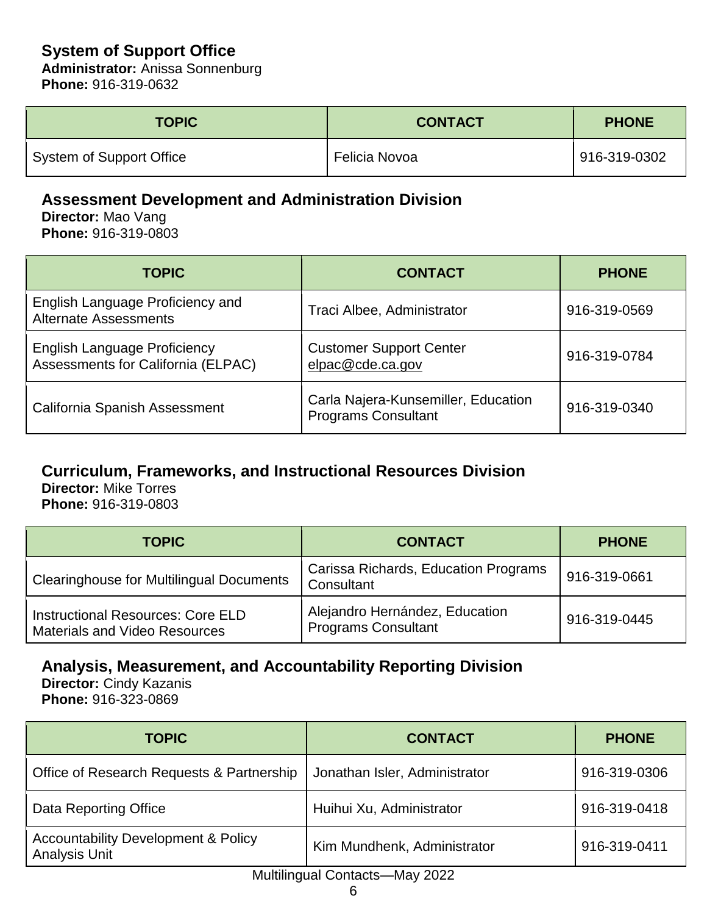## System of Support Office

**Administrator:** Anissa Sonnenburg
**Phone:** 916-319-0632

| TOPIC | CONTACT | PHONE |
|---|---|---|
| System of Support Office | Felicia Novoa | 916-319-0302 |

## Assessment Development and Administration Division

**Director:** Mao Vang
**Phone:** 916-319-0803

| TOPIC | CONTACT | PHONE |
|---|---|---|
| English Language Proficiency and Alternate Assessments | Traci Albee, Administrator | 916-319-0569 |
| English Language Proficiency Assessments for California (ELPAC) | Customer Support Center elpac@cde.ca.gov | 916-319-0784 |
| California Spanish Assessment | Carla Najera-Kunsemiller, Education Programs Consultant | 916-319-0340 |

## Curriculum, Frameworks, and Instructional Resources Division

**Director:** Mike Torres
**Phone:** 916-319-0803

| TOPIC | CONTACT | PHONE |
|---|---|---|
| Clearinghouse for Multilingual Documents | Carissa Richards, Education Programs Consultant | 916-319-0661 |
| Instructional Resources: Core ELD Materials and Video Resources | Alejandro Hernández, Education Programs Consultant | 916-319-0445 |

## Analysis, Measurement, and Accountability Reporting Division

**Director:** Cindy Kazanis
**Phone:** 916-323-0869

| TOPIC | CONTACT | PHONE |
|---|---|---|
| Office of Research Requests & Partnership | Jonathan Isler, Administrator | 916-319-0306 |
| Data Reporting Office | Huihui Xu, Administrator | 916-319-0418 |
| Accountability Development & Policy Analysis Unit | Kim Mundhenk, Administrator | 916-319-0411 |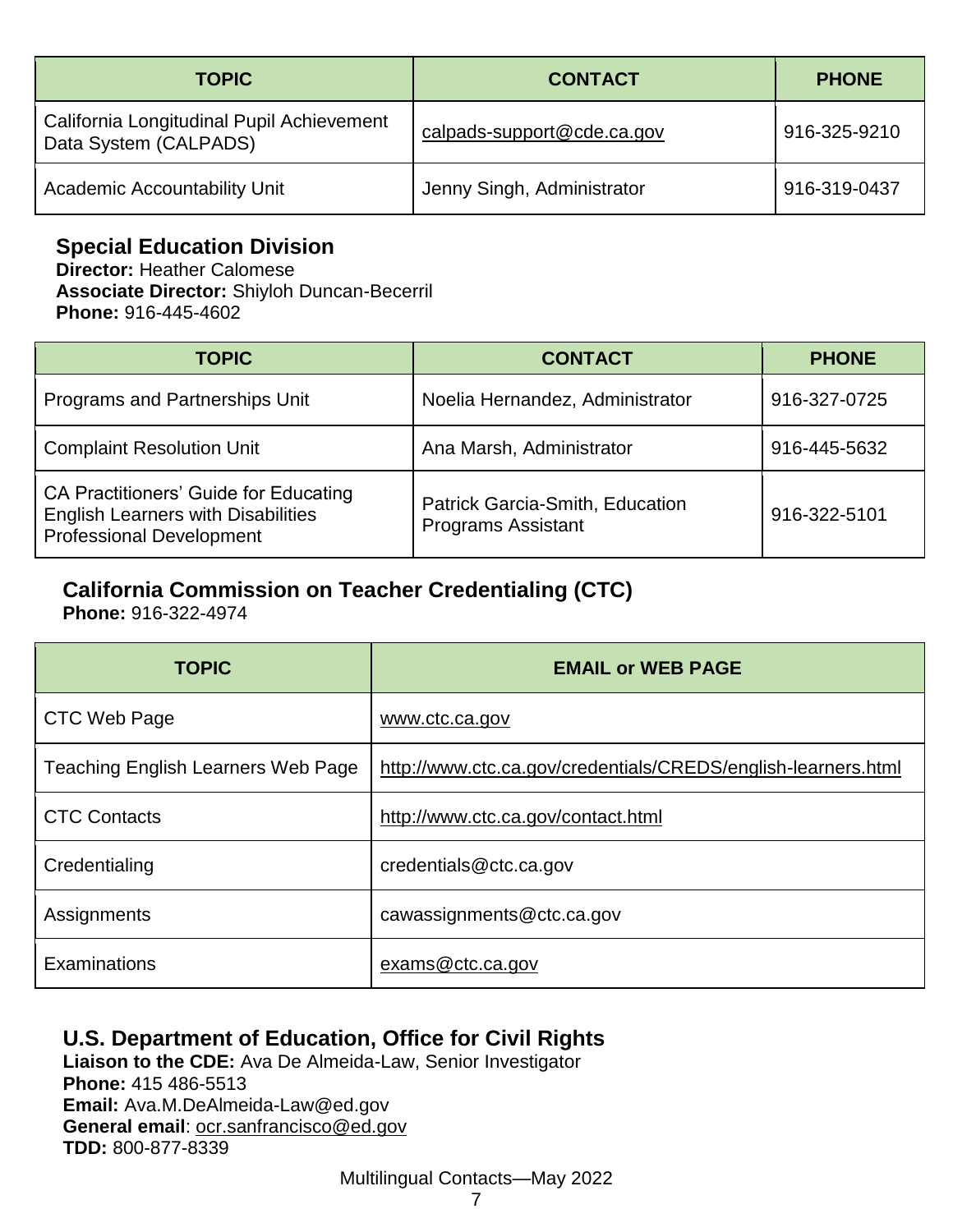| TOPIC | CONTACT | PHONE |
|---|---|---|
| California Longitudinal Pupil Achievement Data System (CALPADS) | calpads-support@cde.ca.gov | 916-325-9210 |
| Academic Accountability Unit | Jenny Singh, Administrator | 916-319-0437 |

## Special Education Division

**Director:** Heather Calomese
**Associate Director:** Shiyloh Duncan-Becerril
**Phone:** 916-445-4602

| TOPIC | CONTACT | PHONE |
|---|---|---|
| Programs and Partnerships Unit | Noelia Hernandez, Administrator | 916-327-0725 |
| Complaint Resolution Unit | Ana Marsh, Administrator | 916-445-5632 |
| CA Practitioners' Guide for Educating English Learners with Disabilities Professional Development | Patrick Garcia-Smith, Education Programs Assistant | 916-322-5101 |

## California Commission on Teacher Credentialing (CTC)

**Phone:** 916-322-4974

| TOPIC | EMAIL or WEB PAGE |
|---|---|
| CTC Web Page | www.ctc.ca.gov |
| Teaching English Learners Web Page | http://www.ctc.ca.gov/credentials/CREDS/english-learners.html |
| CTC Contacts | http://www.ctc.ca.gov/contact.html |
| Credentialing | credentials@ctc.ca.gov |
| Assignments | cawassignments@ctc.ca.gov |
| Examinations | exams@ctc.ca.gov |

## U.S. Department of Education, Office for Civil Rights

**Liaison to the CDE:** Ava De Almeida-Law, Senior Investigator
**Phone:** 415 486-5513
**Email:** Ava.M.DeAlmeida-Law@ed.gov
**General email**: ocr.sanfrancisco@ed.gov
**TDD:** 800-877-8339

Multilingual Contacts—May 2022